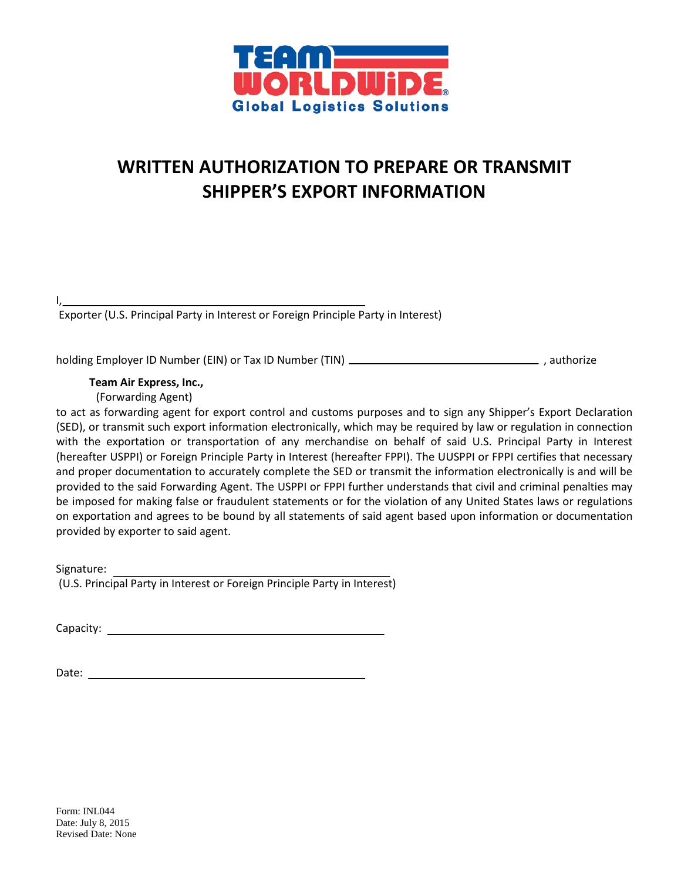TEAM WORLDWIDE
Global Logistics Solutions

# WRITTEN AUTHORIZATION TO PREPARE OR TRANSMIT SHIPPER'S EXPORT INFORMATION

I, \_\_\_\_\_\_\_\_\_\_\_\_\_\_\_\_\_\_\_\_\_\_\_\_\_\_\_\_\_\_\_\_\_\_\_\_\_\_\_\_\_\_\_\_\_\_

Exporter (U.S. Principal Party in Interest or Foreign Principle Party in Interest)

holding Employer ID Number (EIN) or Tax ID Number (TIN) \_\_\_\_\_\_\_\_\_\_\_\_\_\_\_\_\_\_\_\_\_\_\_\_\_\_\_\_ , authorize

**Team Air Express, Inc.,**

(Forwarding Agent)

to act as forwarding agent for export control and customs purposes and to sign any Shipper's Export Declaration (SED), or transmit such export information electronically, which may be required by law or regulation in connection with the exportation or transportation of any merchandise on behalf of said U.S. Principal Party in Interest (hereafter USPPI) or Foreign Principle Party in Interest (hereafter FPPI). The UUSPPI or FPPI certifies that necessary and proper documentation to accurately complete the SED or transmit the information electronically is and will be provided to the said Forwarding Agent. The USPPI or FPPI further understands that civil and criminal penalties may be imposed for making false or fraudulent statements or for the violation of any United States laws or regulations on exportation and agrees to be bound by all statements of said agent based upon information or documentation provided by exporter to said agent.

Signature: \_\_\_\_\_\_\_\_\_\_\_\_\_\_\_\_\_\_\_\_\_\_\_\_\_\_\_\_\_\_\_\_\_\_\_\_\_\_\_\_\_\_

(U.S. Principal Party in Interest or Foreign Principle Party in Interest)

Capacity: \_\_\_\_\_\_\_\_\_\_\_\_\_\_\_\_\_\_\_\_\_\_\_\_\_\_\_\_\_\_\_\_\_\_\_\_\_\_\_\_\_\_

Date: \_\_\_\_\_\_\_\_\_\_\_\_\_\_\_\_\_\_\_\_\_\_\_\_\_\_\_\_\_\_\_\_\_\_\_\_\_\_\_\_\_\_

Form: INL044
Date: July 8, 2015
Revised Date: None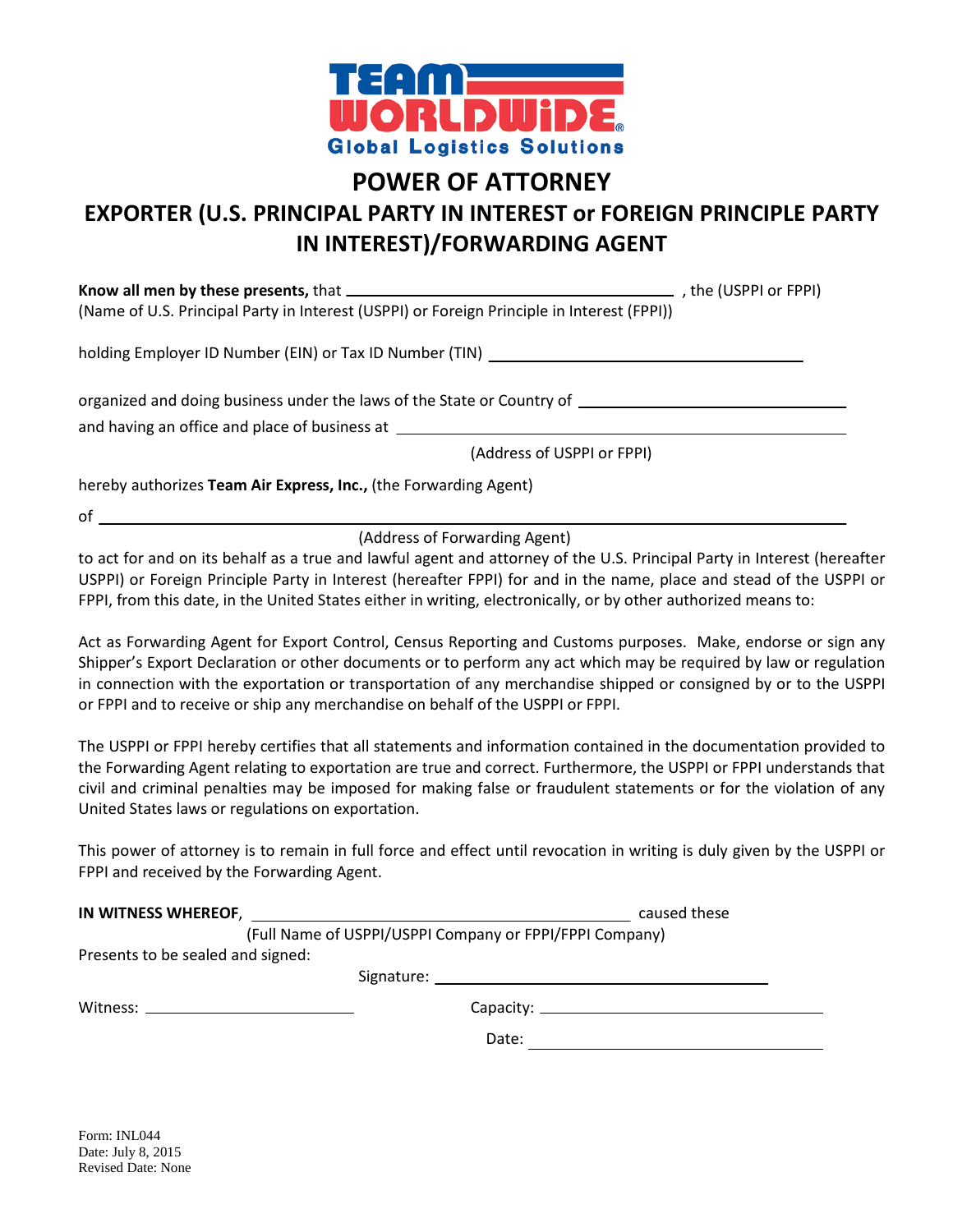TEAM WORLDWIDE®
Global Logistics Solutions

# POWER OF ATTORNEY

## EXPORTER (U.S. PRINCIPAL PARTY IN INTEREST or FOREIGN PRINCIPLE PARTY IN INTEREST)/FORWARDING AGENT

**Know all men by these presents,** that ________________________________________ , the (USPPI or FPPI)
(Name of U.S. Principal Party in Interest (USPPI) or Foreign Principle in Interest (FPPI))

holding Employer ID Number (EIN) or Tax ID Number (TIN) ______________________________________

organized and doing business under the laws of the State or Country of ________________________________

and having an office and place of business at ________________________________________________________
(Address of USPPI or FPPI)

hereby authorizes **Team Air Express, Inc.,** (the Forwarding Agent)

of ______________________________________________________________________________________________
(Address of Forwarding Agent)

to act for and on its behalf as a true and lawful agent and attorney of the U.S. Principal Party in Interest (hereafter USPPI) or Foreign Principle Party in Interest (hereafter FPPI) for and in the name, place and stead of the USPPI or FPPI, from this date, in the United States either in writing, electronically, or by other authorized means to:

Act as Forwarding Agent for Export Control, Census Reporting and Customs purposes. Make, endorse or sign any Shipper's Export Declaration or other documents or to perform any act which may be required by law or regulation in connection with the exportation or transportation of any merchandise shipped or consigned by or to the USPPI or FPPI and to receive or ship any merchandise on behalf of the USPPI or FPPI.

The USPPI or FPPI hereby certifies that all statements and information contained in the documentation provided to the Forwarding Agent relating to exportation are true and correct. Furthermore, the USPPI or FPPI understands that civil and criminal penalties may be imposed for making false or fraudulent statements or for the violation of any United States laws or regulations on exportation.

This power of attorney is to remain in full force and effect until revocation in writing is duly given by the USPPI or FPPI and received by the Forwarding Agent.

**IN WITNESS WHEREOF**, ____________________________________________ caused these
(Full Name of USPPI/USPPI Company or FPPI/FPPI Company)
Presents to be sealed and signed:

Signature: ________________________________________

Witness: ________________________ Capacity: ________________________________________

Date: ________________________________________

Form: INL044
Date: July 8, 2015
Revised Date: None